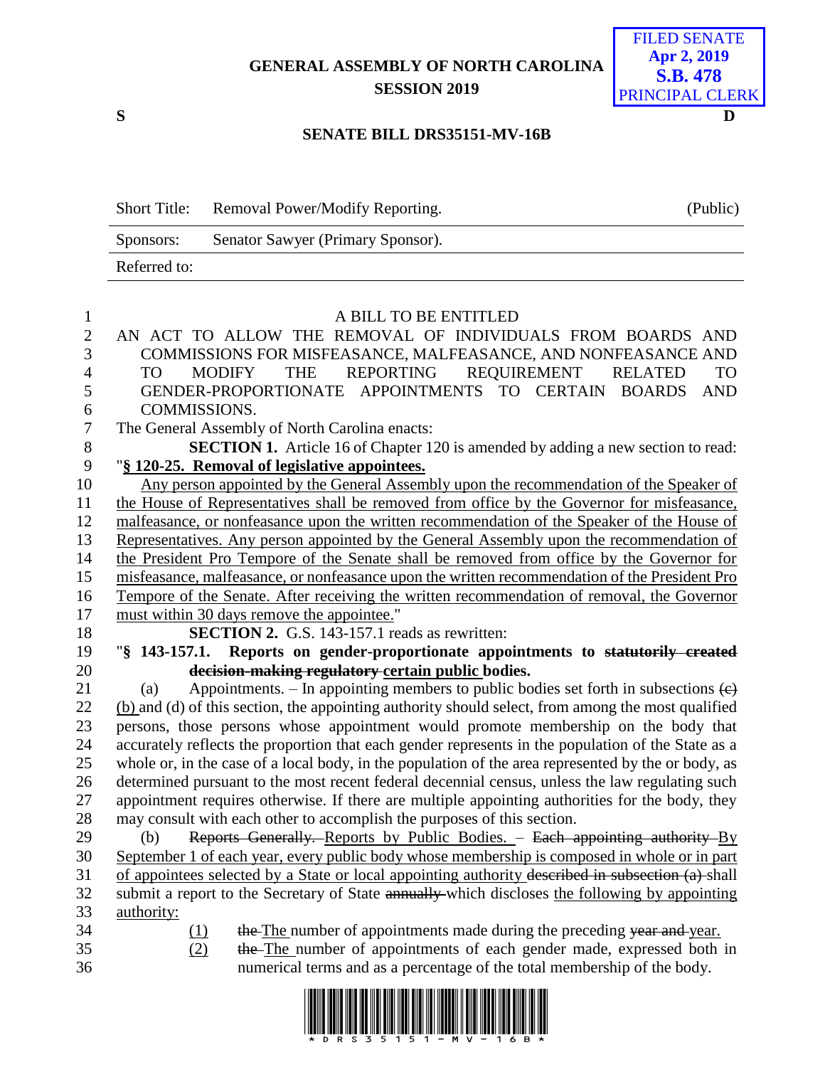GENERAL ASSEMBLY OF NORTH CAROLINA
SESSION 2019

FILED SENATE
Apr 2, 2019
S.B. 478
PRINCIPAL CLERK

S D

## SENATE BILL DRS35151-MV-16B

| Short Title: | Removal Power/Modify Reporting. | (Public) |
|---|---|---|
| Sponsors: | Senator Sawyer (Primary Sponsor). | |
| Referred to: | | |

A BILL TO BE ENTITLED

AN ACT TO ALLOW THE REMOVAL OF INDIVIDUALS FROM BOARDS AND COMMISSIONS FOR MISFEASANCE, MALFEASANCE, AND NONFEASANCE AND TO MODIFY THE REPORTING REQUIREMENT RELATED TO GENDER-PROPORTIONATE APPOINTMENTS TO CERTAIN BOARDS AND COMMISSIONS.

The General Assembly of North Carolina enacts:

**SECTION 1.** Article 16 of Chapter 120 is amended by adding a new section to read:

"**§ 120-25. Removal of legislative appointees.**

Any person appointed by the General Assembly upon the recommendation of the Speaker of the House of Representatives shall be removed from office by the Governor for misfeasance, malfeasance, or nonfeasance upon the written recommendation of the Speaker of the House of Representatives. Any person appointed by the General Assembly upon the recommendation of the President Pro Tempore of the Senate shall be removed from office by the Governor for misfeasance, malfeasance, or nonfeasance upon the written recommendation of the President Pro Tempore of the Senate. After receiving the written recommendation of removal, the Governor must within 30 days remove the appointee."

**SECTION 2.** G.S. 143-157.1 reads as rewritten:

"**§ 143-157.1. Reports on gender-proportionate appointments to ~~statutorily created decision-making regulatory~~ certain public bodies.**

(a) Appointments. – In appointing members to public bodies set forth in subsections ~~(c)~~ (b) and (d) of this section, the appointing authority should select, from among the most qualified persons, those persons whose appointment would promote membership on the body that accurately reflects the proportion that each gender represents in the population of the State as a whole or, in the case of a local body, in the population of the area represented by the or body, as determined pursuant to the most recent federal decennial census, unless the law regulating such appointment requires otherwise. If there are multiple appointing authorities for the body, they may consult with each other to accomplish the purposes of this section.

(b) ~~Reports Generally.~~ Reports by Public Bodies. – ~~Each appointing authority~~ By September 1 of each year, every public body whose membership is composed in whole or in part of appointees selected by a State or local appointing authority ~~described in subsection (a)~~ shall submit a report to the Secretary of State ~~annually~~ which discloses the following by appointing authority:

(1) ~~the~~ The number of appointments made during the preceding ~~year and~~ year.

(2) ~~the~~ The number of appointments of each gender made, expressed both in numerical terms and as a percentage of the total membership of the body.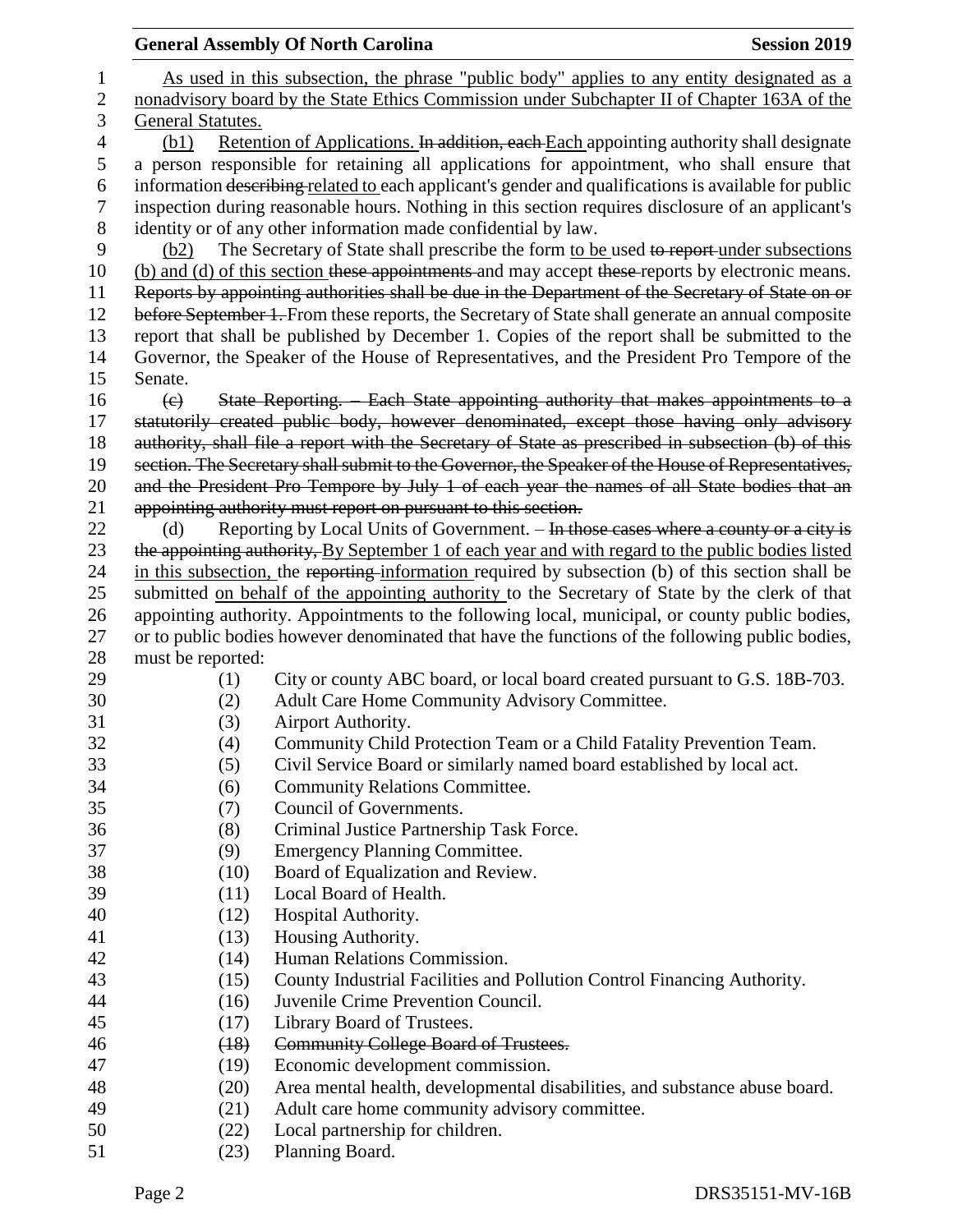As used in this subsection, the phrase "public body" applies to any entity designated as a nonadvisory board by the State Ethics Commission under Subchapter II of Chapter 163A of the General Statutes.

(b1) Retention of Applications. ~~In addition, each~~ Each appointing authority shall designate a person responsible for retaining all applications for appointment, who shall ensure that information ~~describing~~ related to each applicant's gender and qualifications is available for public inspection during reasonable hours. Nothing in this section requires disclosure of an applicant's identity or of any other information made confidential by law.

(b2) The Secretary of State shall prescribe the form to be used ~~to report~~ under subsections (b) and (d) of this section ~~these appointments~~ and may accept ~~these~~ reports by electronic means. ~~Reports by appointing authorities shall be due in the Department of the Secretary of State on or before September 1.~~ From these reports, the Secretary of State shall generate an annual composite report that shall be published by December 1. Copies of the report shall be submitted to the Governor, the Speaker of the House of Representatives, and the President Pro Tempore of the Senate.

~~(c) State Reporting. – Each State appointing authority that makes appointments to a statutorily created public body, however denominated, except those having only advisory authority, shall file a report with the Secretary of State as prescribed in subsection (b) of this section. The Secretary shall submit to the Governor, the Speaker of the House of Representatives, and the President Pro Tempore by July 1 of each year the names of all State bodies that an appointing authority must report on pursuant to this section.~~

(d) Reporting by Local Units of Government. – ~~In those cases where a county or a city is the appointing authority,~~ By September 1 of each year and with regard to the public bodies listed in this subsection, the ~~reporting~~ information required by subsection (b) of this section shall be submitted on behalf of the appointing authority to the Secretary of State by the clerk of that appointing authority. Appointments to the following local, municipal, or county public bodies, or to public bodies however denominated that have the functions of the following public bodies, must be reported:

(1) City or county ABC board, or local board created pursuant to G.S. 18B-703.
(2) Adult Care Home Community Advisory Committee.
(3) Airport Authority.
(4) Community Child Protection Team or a Child Fatality Prevention Team.
(5) Civil Service Board or similarly named board established by local act.
(6) Community Relations Committee.
(7) Council of Governments.
(8) Criminal Justice Partnership Task Force.
(9) Emergency Planning Committee.
(10) Board of Equalization and Review.
(11) Local Board of Health.
(12) Hospital Authority.
(13) Housing Authority.
(14) Human Relations Commission.
(15) County Industrial Facilities and Pollution Control Financing Authority.
(16) Juvenile Crime Prevention Council.
(17) Library Board of Trustees.
~~(18) Community College Board of Trustees.~~
(19) Economic development commission.
(20) Area mental health, developmental disabilities, and substance abuse board.
(21) Adult care home community advisory committee.
(22) Local partnership for children.
(23) Planning Board.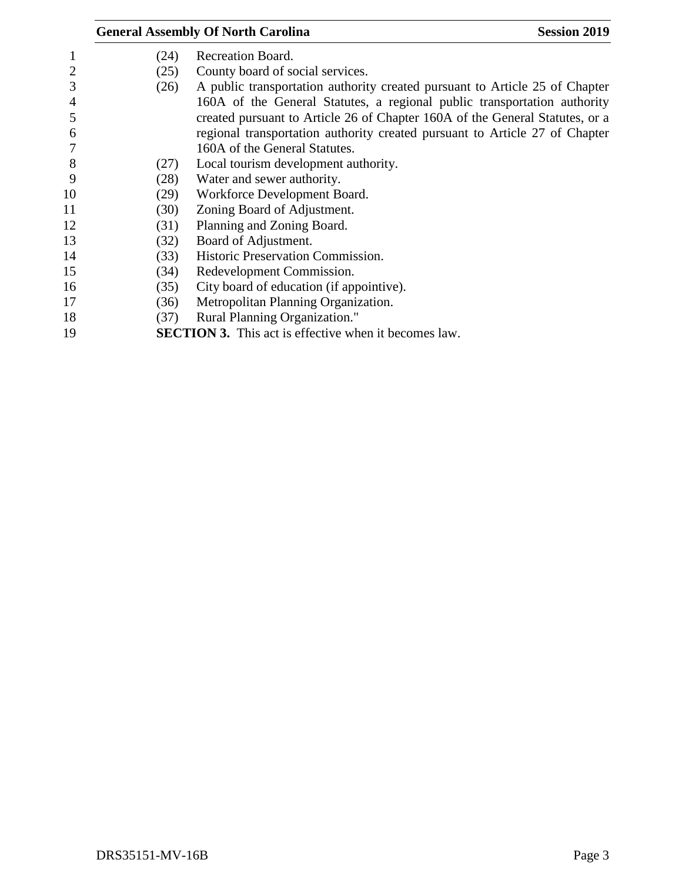(24) Recreation Board.

(25) County board of social services.

(26) A public transportation authority created pursuant to Article 25 of Chapter 160A of the General Statutes, a regional public transportation authority created pursuant to Article 26 of Chapter 160A of the General Statutes, or a regional transportation authority created pursuant to Article 27 of Chapter 160A of the General Statutes.

(27) Local tourism development authority.

(28) Water and sewer authority.

(29) Workforce Development Board.

(30) Zoning Board of Adjustment.

(31) Planning and Zoning Board.

(32) Board of Adjustment.

(33) Historic Preservation Commission.

(34) Redevelopment Commission.

(35) City board of education (if appointive).

(36) Metropolitan Planning Organization.

(37) Rural Planning Organization."

**SECTION 3.** This act is effective when it becomes law.